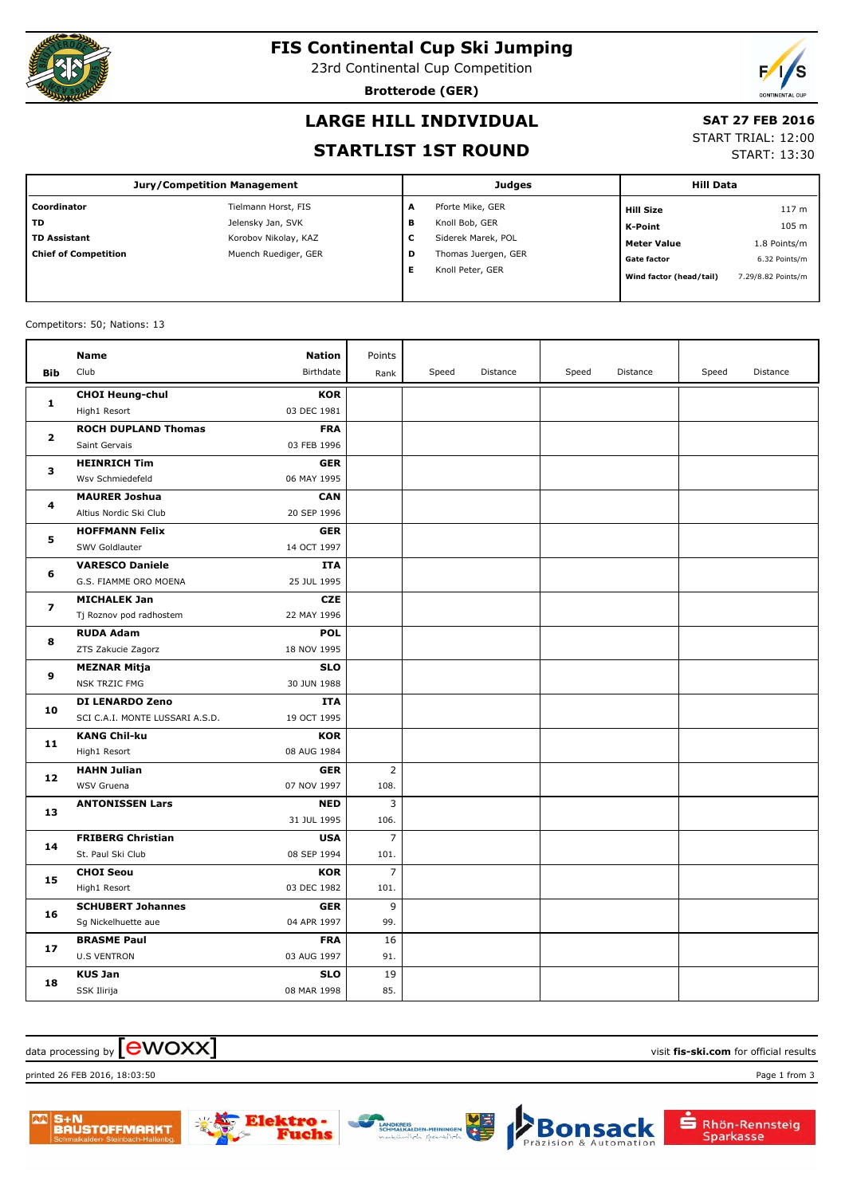# FIS Continental Cup Ski Jumping

23rd Continental Cup Competition

**Brotterode (GER)**

## LARGE HILL INDIVIDUAL

## STARTLIST 1ST ROUND

**SAT 27 FEB 2016**

START TRIAL: 12:00

START: 13:30

| Jury/Competition Management | | Judges | | Hill Data | |
|---|---|---|---|---|---|
| **Coordinator** | Tielmann Horst, FIS | **A** | Pforte Mike, GER | **Hill Size** | 117 m |
| **TD** | Jelensky Jan, SVK | **B** | Knoll Bob, GER | **K-Point** | 105 m |
| **TD Assistant** | Korobov Nikolay, KAZ | **C** | Siderek Marek, POL | **Meter Value** | 1.8 Points/m |
| **Chief of Competition** | Muench Ruediger, GER | **D** | Thomas Juergen, GER | **Gate factor** | 6.32 Points/m |
| | | **E** | Knoll Peter, GER | **Wind factor (head/tail)** | 7.29/8.82 Points/m |

Competitors: 50; Nations: 13

| Bib | Name / Club | Nation / Birthdate | Points / Rank | Speed | Distance | Speed | Distance | Speed | Distance |
|---|---|---|---|---|---|---|---|---|---|
| 1 | **CHOI Heung-chul**<br>High1 Resort | **KOR**<br>03 DEC 1981 | | | | | | | |
| 2 | **ROCH DUPLAND Thomas**<br>Saint Gervais | **FRA**<br>03 FEB 1996 | | | | | | | |
| 3 | **HEINRICH Tim**<br>Wsv Schmiedefeld | **GER**<br>06 MAY 1995 | | | | | | | |
| 4 | **MAURER Joshua**<br>Altius Nordic Ski Club | **CAN**<br>20 SEP 1996 | | | | | | | |
| 5 | **HOFFMANN Felix**<br>SWV Goldlauter | **GER**<br>14 OCT 1997 | | | | | | | |
| 6 | **VARESCO Daniele**<br>G.S. FIAMME ORO MOENA | **ITA**<br>25 JUL 1995 | | | | | | | |
| 7 | **MICHALEK Jan**<br>Tj Roznov pod radhostem | **CZE**<br>22 MAY 1996 | | | | | | | |
| 8 | **RUDA Adam**<br>ZTS Zakucie Zagorz | **POL**<br>18 NOV 1995 | | | | | | | |
| 9 | **MEZNAR Mitja**<br>NSK TRZIC FMG | **SLO**<br>30 JUN 1988 | | | | | | | |
| 10 | **DI LENARDO Zeno**<br>SCI C.A.I. MONTE LUSSARI A.S.D. | **ITA**<br>19 OCT 1995 | | | | | | | |
| 11 | **KANG Chil-ku**<br>High1 Resort | **KOR**<br>08 AUG 1984 | | | | | | | |
| 12 | **HAHN Julian**<br>WSV Gruena | **GER**<br>07 NOV 1997 | 2<br>108. | | | | | | |
| 13 | **ANTONISSEN Lars** | **NED**<br>31 JUL 1995 | 3<br>106. | | | | | | |
| 14 | **FRIBERG Christian**<br>St. Paul Ski Club | **USA**<br>08 SEP 1994 | 7<br>101. | | | | | | |
| 15 | **CHOI Seou**<br>High1 Resort | **KOR**<br>03 DEC 1982 | 7<br>101. | | | | | | |
| 16 | **SCHUBERT Johannes**<br>Sg Nickelhuette aue | **GER**<br>04 APR 1997 | 9<br>99. | | | | | | |
| 17 | **BRASME Paul**<br>U.S VENTRON | **FRA**<br>03 AUG 1997 | 16<br>91. | | | | | | |
| 18 | **KUS Jan**<br>SSK Ilirija | **SLO**<br>08 MAR 1998 | 19<br>85. | | | | | | |

data processing by ewoxx — visit fis-ski.com for official results

printed 26 FEB 2016, 18:03:50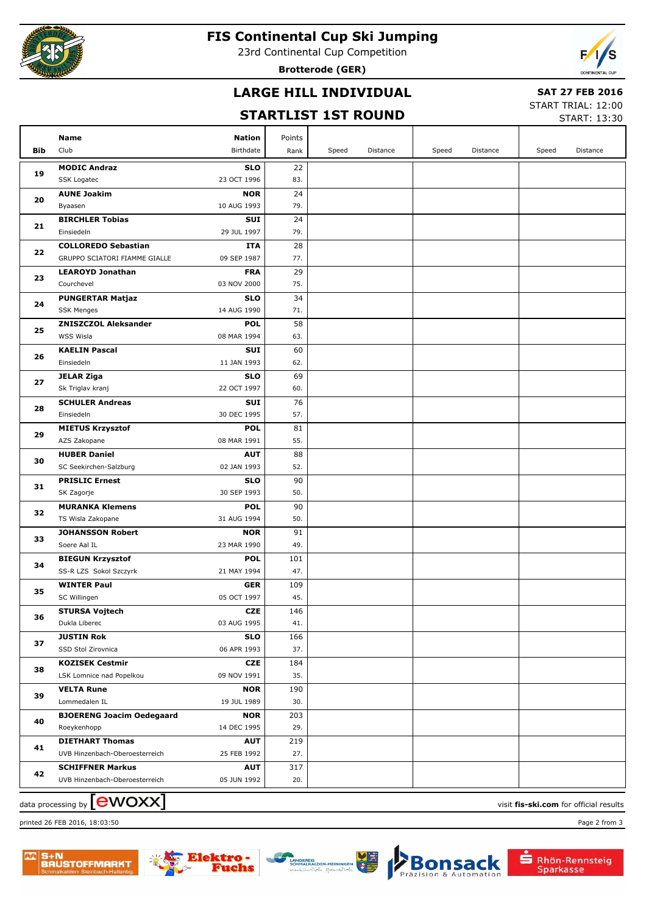# FIS Continental Cup Ski Jumping

23rd Continental Cup Competition

**Brotterode (GER)**

## LARGE HILL INDIVIDUAL

## STARTLIST 1ST ROUND

**SAT 27 FEB 2016**

START TRIAL: 12:00

START: 13:30

| Bib | Name / Club | Nation / Birthdate | Points / Rank | Speed | Distance | Speed | Distance | Speed | Distance |
|---|---|---|---|---|---|---|---|---|---|
| 19 | **MODIC Andraz** SSK Logatec | **SLO** 23 OCT 1996 | 22 83. | | | | | | |
| 20 | **AUNE Joakim** Byaasen | **NOR** 10 AUG 1993 | 24 79. | | | | | | |
| 21 | **BIRCHLER Tobias** Einsiedeln | **SUI** 29 JUL 1997 | 24 79. | | | | | | |
| 22 | **COLLOREDO Sebastian** GRUPPO SCIATORI FIAMME GIALLE | **ITA** 09 SEP 1987 | 28 77. | | | | | | |
| 23 | **LEAROYD Jonathan** Courchevel | **FRA** 03 NOV 2000 | 29 75. | | | | | | |
| 24 | **PUNGERTAR Matjaz** SSK Menges | **SLO** 14 AUG 1990 | 34 71. | | | | | | |
| 25 | **ZNISZCZOL Aleksander** WSS Wisla | **POL** 08 MAR 1994 | 58 63. | | | | | | |
| 26 | **KAELIN Pascal** Einsiedeln | **SUI** 11 JAN 1993 | 60 62. | | | | | | |
| 27 | **JELAR Ziga** Sk Triglav kranj | **SLO** 22 OCT 1997 | 69 60. | | | | | | |
| 28 | **SCHULER Andreas** Einsiedeln | **SUI** 30 DEC 1995 | 76 57. | | | | | | |
| 29 | **MIETUS Krzysztof** AZS Zakopane | **POL** 08 MAR 1991 | 81 55. | | | | | | |
| 30 | **HUBER Daniel** SC Seekirchen-Salzburg | **AUT** 02 JAN 1993 | 88 52. | | | | | | |
| 31 | **PRISLIC Ernest** SK Zagorje | **SLO** 30 SEP 1993 | 90 50. | | | | | | |
| 32 | **MURANKA Klemens** TS Wisla Zakopane | **POL** 31 AUG 1994 | 90 50. | | | | | | |
| 33 | **JOHANSSON Robert** Soere Aal IL | **NOR** 23 MAR 1990 | 91 49. | | | | | | |
| 34 | **BIEGUN Krzysztof** SS-R LZS Sokol Szczyrk | **POL** 21 MAY 1994 | 101 47. | | | | | | |
| 35 | **WINTER Paul** SC Willingen | **GER** 05 OCT 1997 | 109 45. | | | | | | |
| 36 | **STURSA Vojtech** Dukla Liberec | **CZE** 03 AUG 1995 | 146 41. | | | | | | |
| 37 | **JUSTIN Rok** SSD Stol Zirovnica | **SLO** 06 APR 1993 | 166 37. | | | | | | |
| 38 | **KOZISEK Cestmir** LSK Lomnice nad Popelkou | **CZE** 09 NOV 1991 | 184 35. | | | | | | |
| 39 | **VELTA Rune** Lommedalen IL | **NOR** 19 JUL 1989 | 190 30. | | | | | | |
| 40 | **BJOERENG Joacim Oedegaard** Roeykenhopp | **NOR** 14 DEC 1995 | 203 29. | | | | | | |
| 41 | **DIETHART Thomas** UVB Hinzenbach-Oberoesterreich | **AUT** 25 FEB 1992 | 219 27. | | | | | | |
| 42 | **SCHIFFNER Markus** UVB Hinzenbach-Oberoesterreich | **AUT** 05 JUN 1992 | 317 20. | | | | | | |

data processing by ewoxx — visit **fis-ski.com** for official results

printed 26 FEB 2016, 18:03:50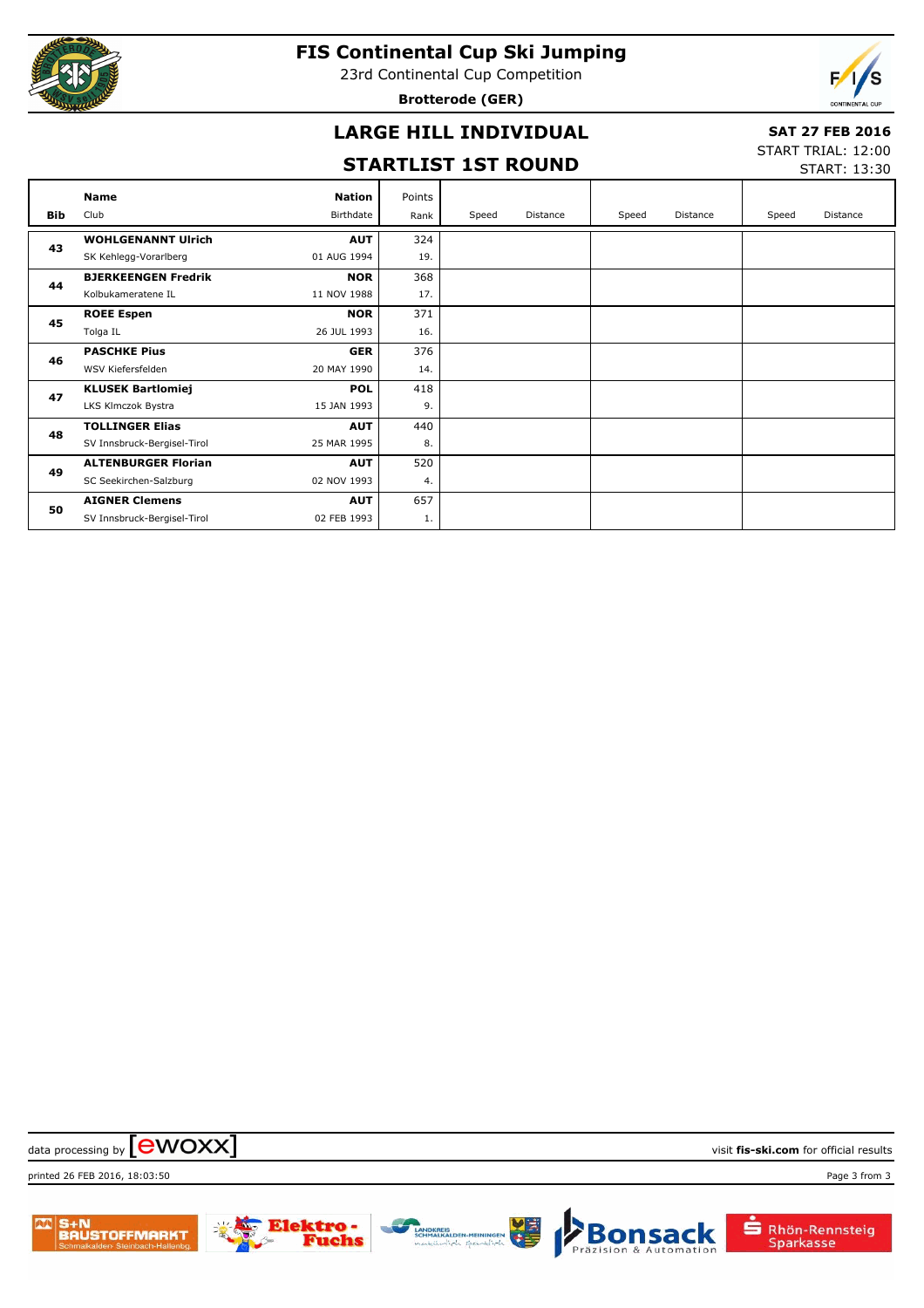# FIS Continental Cup Ski Jumping

23rd Continental Cup Competition

**Brotterode (GER)**

## LARGE HILL INDIVIDUAL

## STARTLIST 1ST ROUND

**SAT 27 FEB 2016**

START TRIAL: 12:00

START: 13:30

| Bib | Name / Club | Nation / Birthdate | Points / Rank | Speed | Distance | Speed | Distance | Speed | Distance |
|---|---|---|---|---|---|---|---|---|---|
| 43 | **WOHLGENANNT Ulrich**<br>SK Kehlegg-Vorarlberg | **AUT**<br>01 AUG 1994 | 324<br>19. | | | | | | |
| 44 | **BJERKEENGEN Fredrik**<br>Kolbukameratene IL | **NOR**<br>11 NOV 1988 | 368<br>17. | | | | | | |
| 45 | **ROEE Espen**<br>Tolga IL | **NOR**<br>26 JUL 1993 | 371<br>16. | | | | | | |
| 46 | **PASCHKE Pius**<br>WSV Kiefersfelden | **GER**<br>20 MAY 1990 | 376<br>14. | | | | | | |
| 47 | **KLUSEK Bartlomiej**<br>LKS Klmczok Bystra | **POL**<br>15 JAN 1993 | 418<br>9. | | | | | | |
| 48 | **TOLLINGER Elias**<br>SV Innsbruck-Bergisel-Tirol | **AUT**<br>25 MAR 1995 | 440<br>8. | | | | | | |
| 49 | **ALTENBURGER Florian**<br>SC Seekirchen-Salzburg | **AUT**<br>02 NOV 1993 | 520<br>4. | | | | | | |
| 50 | **AIGNER Clemens**<br>SV Innsbruck-Bergisel-Tirol | **AUT**<br>02 FEB 1993 | 657<br>1. | | | | | | |

data processing by [ewoxx]

visit **fis-ski.com** for official results

printed 26 FEB 2016, 18:03:50